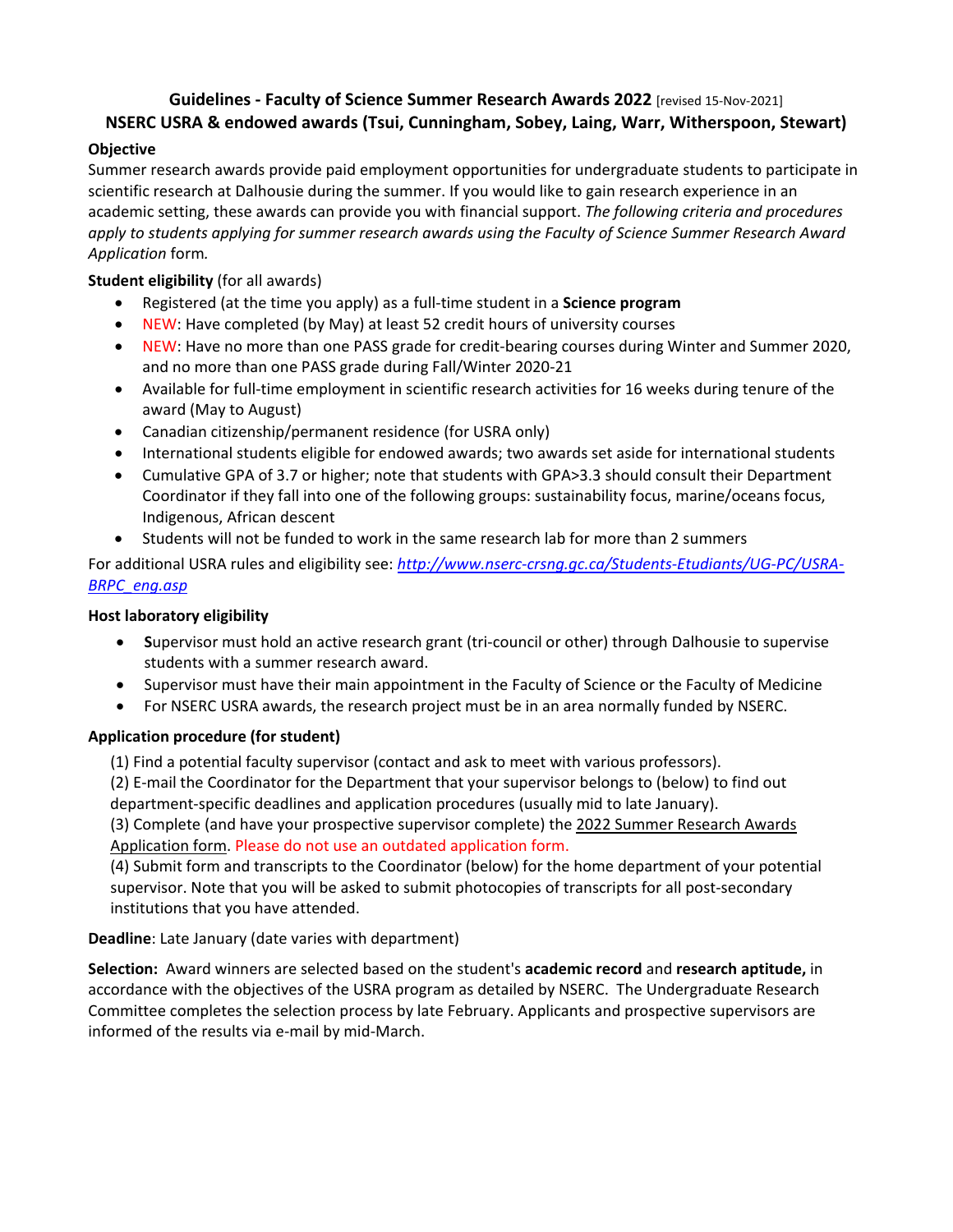# Guidelines - Faculty of Science Summer Research Awards 2022 [revised 15-Nov-2021]

## NSERC USRA & endowed awards (Tsui, Cunningham, Sobey, Laing, Warr, Witherspoon, Stewart)

**Objective**

Summer research awards provide paid employment opportunities for undergraduate students to participate in scientific research at Dalhousie during the summer. If you would like to gain research experience in an academic setting, these awards can provide you with financial support. *The following criteria and procedures apply to students applying for summer research awards using the Faculty of Science Summer Research Award Application* form.

**Student eligibility** (for all awards)

- Registered (at the time you apply) as a full-time student in a **Science program**
- NEW: Have completed (by May) at least 52 credit hours of university courses
- NEW: Have no more than one PASS grade for credit-bearing courses during Winter and Summer 2020, and no more than one PASS grade during Fall/Winter 2020-21
- Available for full-time employment in scientific research activities for 16 weeks during tenure of the award (May to August)
- Canadian citizenship/permanent residence (for USRA only)
- International students eligible for endowed awards; two awards set aside for international students
- Cumulative GPA of 3.7 or higher; note that students with GPA>3.3 should consult their Department Coordinator if they fall into one of the following groups: sustainability focus, marine/oceans focus, Indigenous, African descent
- Students will not be funded to work in the same research lab for more than 2 summers

For additional USRA rules and eligibility see: *http://www.nserc-crsng.gc.ca/Students-Etudiants/UG-PC/USRA-BRPC_eng.asp*

**Host laboratory eligibility**

- **S**upervisor must hold an active research grant (tri-council or other) through Dalhousie to supervise students with a summer research award.
- Supervisor must have their main appointment in the Faculty of Science or the Faculty of Medicine
- For NSERC USRA awards, the research project must be in an area normally funded by NSERC.

**Application procedure (for student)**

(1) Find a potential faculty supervisor (contact and ask to meet with various professors).
(2) E-mail the Coordinator for the Department that your supervisor belongs to (below) to find out department-specific deadlines and application procedures (usually mid to late January).
(3) Complete (and have your prospective supervisor complete) the 2022 Summer Research Awards Application form. Please do not use an outdated application form.
(4) Submit form and transcripts to the Coordinator (below) for the home department of your potential supervisor. Note that you will be asked to submit photocopies of transcripts for all post-secondary institutions that you have attended.

**Deadline**: Late January (date varies with department)

**Selection:** Award winners are selected based on the student's **academic record** and **research aptitude,** in accordance with the objectives of the USRA program as detailed by NSERC. The Undergraduate Research Committee completes the selection process by late February. Applicants and prospective supervisors are informed of the results via e-mail by mid-March.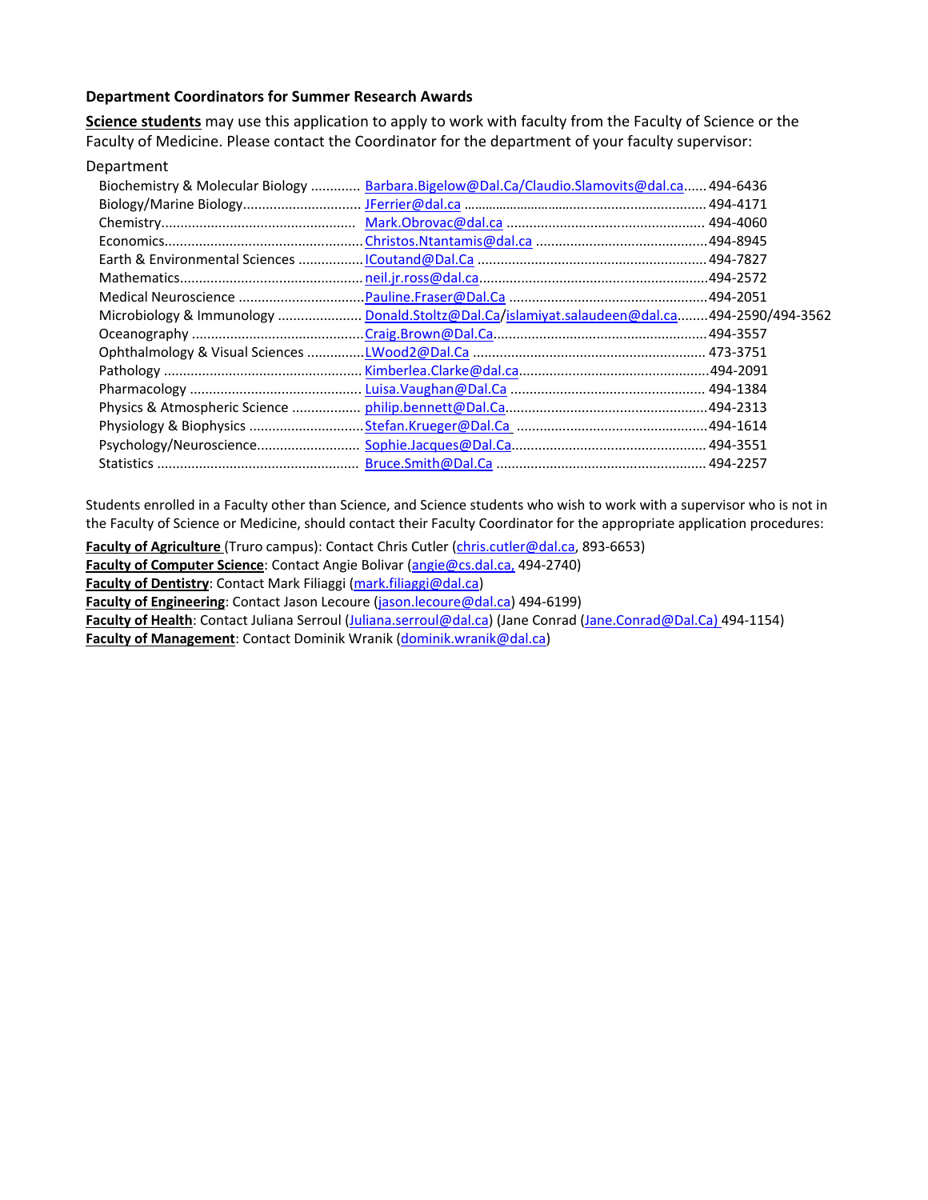**Department Coordinators for Summer Research Awards**

**Science students** may use this application to apply to work with faculty from the Faculty of Science or the Faculty of Medicine. Please contact the Coordinator for the department of your faculty supervisor:

| Department | Coordinator | Phone |
|---|---|---|
| Biochemistry & Molecular Biology | Barbara.Bigelow@Dal.Ca/Claudio.Slamovits@dal.ca | 494-6436 |
| Biology/Marine Biology | JFerrier@dal.ca | 494-4171 |
| Chemistry | Mark.Obrovac@dal.ca | 494-4060 |
| Economics | Christos.Ntantamis@dal.ca | 494-8945 |
| Earth & Environmental Sciences | ICoutand@Dal.Ca | 494-7827 |
| Mathematics | neil.jr.ross@dal.ca | 494-2572 |
| Medical Neuroscience | Pauline.Fraser@Dal.Ca | 494-2051 |
| Microbiology & Immunology | Donald.Stoltz@Dal.Ca/islamiyat.salaudeen@dal.ca | 494-2590/494-3562 |
| Oceanography | Craig.Brown@Dal.Ca | 494-3557 |
| Ophthalmology & Visual Sciences | LWood2@Dal.Ca | 473-3751 |
| Pathology | Kimberlea.Clarke@dal.ca | 494-2091 |
| Pharmacology | Luisa.Vaughan@Dal.Ca | 494-1384 |
| Physics & Atmospheric Science | philip.bennett@Dal.Ca | 494-2313 |
| Physiology & Biophysics | Stefan.Krueger@Dal.Ca | 494-1614 |
| Psychology/Neuroscience | Sophie.Jacques@Dal.Ca | 494-3551 |
| Statistics | Bruce.Smith@Dal.Ca | 494-2257 |

Students enrolled in a Faculty other than Science, and Science students who wish to work with a supervisor who is not in the Faculty of Science or Medicine, should contact their Faculty Coordinator for the appropriate application procedures:

**Faculty of Agriculture** (Truro campus): Contact Chris Cutler (chris.cutler@dal.ca, 893-6653)
**Faculty of Computer Science**: Contact Angie Bolivar (angie@cs.dal.ca, 494-2740)
**Faculty of Dentistry**: Contact Mark Filiaggi (mark.filiaggi@dal.ca)
**Faculty of Engineering**: Contact Jason Lecoure (jason.lecoure@dal.ca) 494-6199)
**Faculty of Health**: Contact Juliana Serroul (Juliana.serroul@dal.ca) (Jane Conrad (Jane.Conrad@Dal.Ca) 494-1154)
**Faculty of Management**: Contact Dominik Wranik (dominik.wranik@dal.ca)